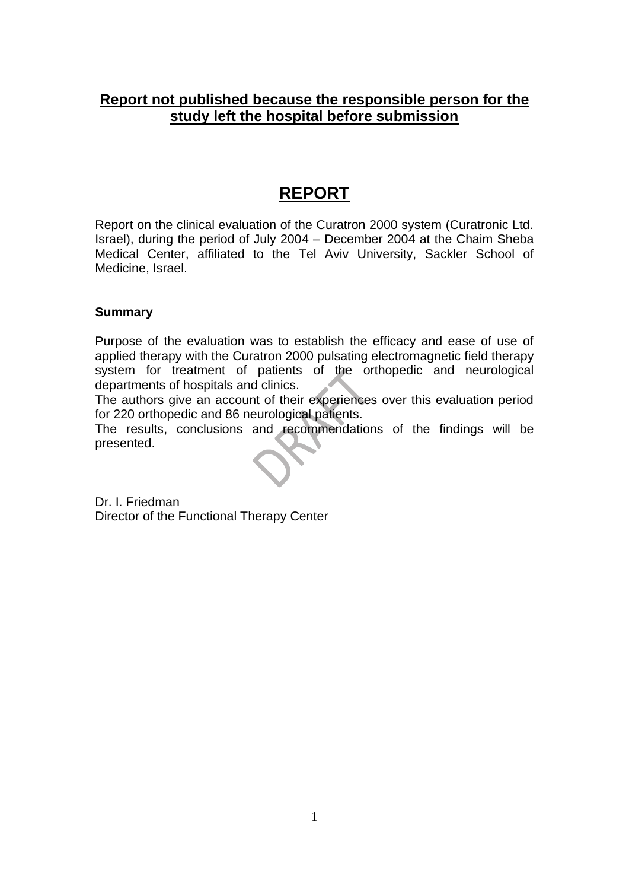**Report not published because the responsible person for the study left the hospital before submission**

# REPORT

Report on the clinical evaluation of the Curatron 2000 system (Curatronic Ltd. Israel), during the period of July 2004 – December 2004 at the Chaim Sheba Medical Center, affiliated to the Tel Aviv University, Sackler School of Medicine, Israel.

**Summary**

Purpose of the evaluation was to establish the efficacy and ease of use of applied therapy with the Curatron 2000 pulsating electromagnetic field therapy system for treatment of patients of the orthopedic and neurological departments of hospitals and clinics.
The authors give an account of their experiences over this evaluation period for 220 orthopedic and 86 neurological patients.
The results, conclusions and recommendations of the findings will be presented.

Dr. I. Friedman
Director of the Functional Therapy Center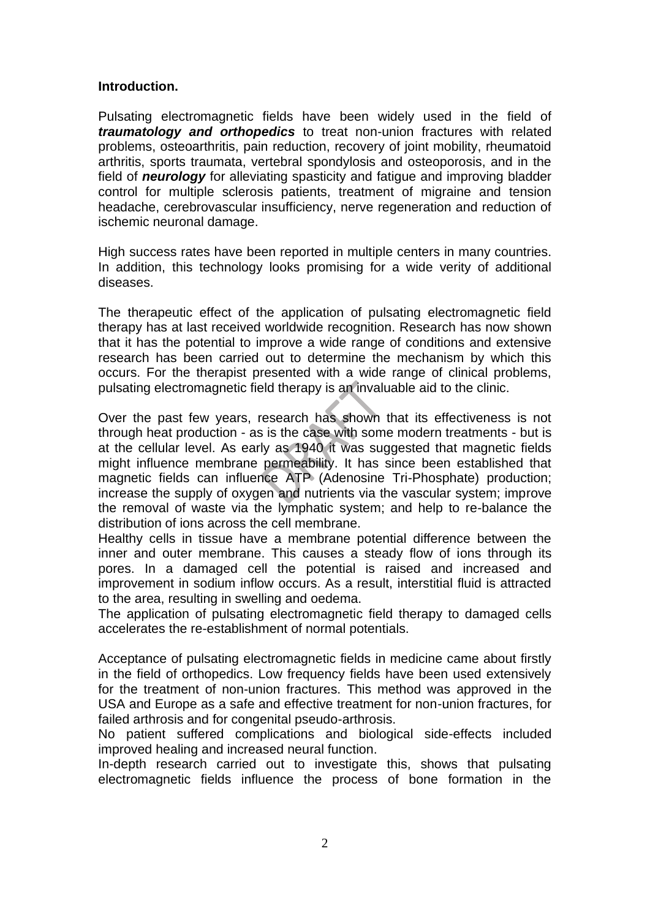**Introduction.**

Pulsating electromagnetic fields have been widely used in the field of ***traumatology and orthopedics*** to treat non-union fractures with related problems, osteoarthritis, pain reduction, recovery of joint mobility, rheumatoid arthritis, sports traumata, vertebral spondylosis and osteoporosis, and in the field of ***neurology*** for alleviating spasticity and fatigue and improving bladder control for multiple sclerosis patients, treatment of migraine and tension headache, cerebrovascular insufficiency, nerve regeneration and reduction of ischemic neuronal damage.

High success rates have been reported in multiple centers in many countries. In addition, this technology looks promising for a wide verity of additional diseases.

The therapeutic effect of the application of pulsating electromagnetic field therapy has at last received worldwide recognition. Research has now shown that it has the potential to improve a wide range of conditions and extensive research has been carried out to determine the mechanism by which this occurs. For the therapist presented with a wide range of clinical problems, pulsating electromagnetic field therapy is an invaluable aid to the clinic.

Over the past few years, research has shown that its effectiveness is not through heat production - as is the case with some modern treatments - but is at the cellular level. As early as 1940 it was suggested that magnetic fields might influence membrane permeability. It has since been established that magnetic fields can influence ATP (Adenosine Tri-Phosphate) production; increase the supply of oxygen and nutrients via the vascular system; improve the removal of waste via the lymphatic system; and help to re-balance the distribution of ions across the cell membrane.
Healthy cells in tissue have a membrane potential difference between the inner and outer membrane. This causes a steady flow of ions through its pores. In a damaged cell the potential is raised and increased and improvement in sodium inflow occurs. As a result, interstitial fluid is attracted to the area, resulting in swelling and oedema.
The application of pulsating electromagnetic field therapy to damaged cells accelerates the re-establishment of normal potentials.

Acceptance of pulsating electromagnetic fields in medicine came about firstly in the field of orthopedics. Low frequency fields have been used extensively for the treatment of non-union fractures. This method was approved in the USA and Europe as a safe and effective treatment for non-union fractures, for failed arthrosis and for congenital pseudo-arthrosis.
No patient suffered complications and biological side-effects included improved healing and increased neural function.
In-depth research carried out to investigate this, shows that pulsating electromagnetic fields influence the process of bone formation in the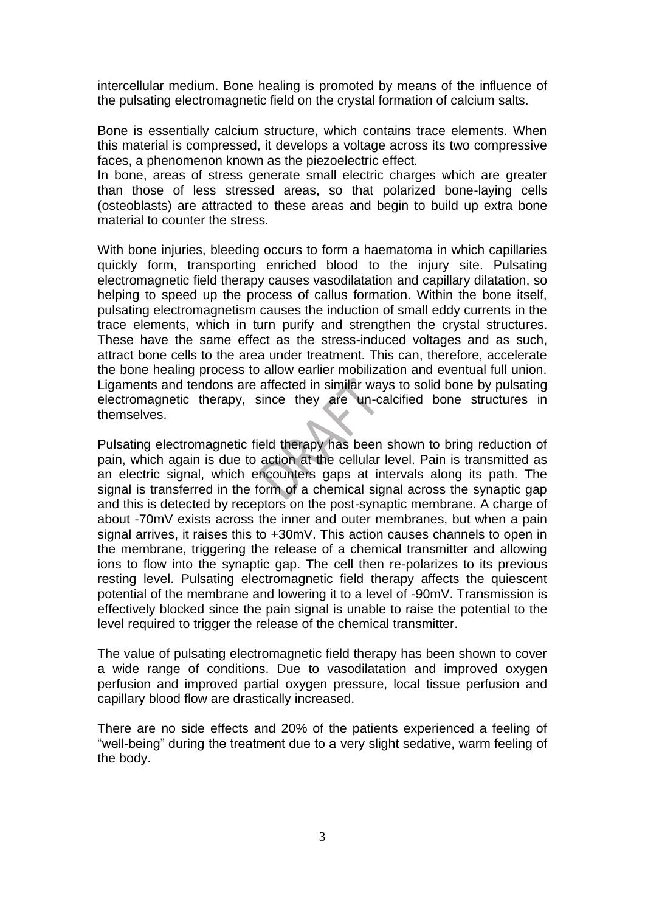intercellular medium. Bone healing is promoted by means of the influence of the pulsating electromagnetic field on the crystal formation of calcium salts.

Bone is essentially calcium structure, which contains trace elements. When this material is compressed, it develops a voltage across its two compressive faces, a phenomenon known as the piezoelectric effect.
In bone, areas of stress generate small electric charges which are greater than those of less stressed areas, so that polarized bone-laying cells (osteoblasts) are attracted to these areas and begin to build up extra bone material to counter the stress.

With bone injuries, bleeding occurs to form a haematoma in which capillaries quickly form, transporting enriched blood to the injury site. Pulsating electromagnetic field therapy causes vasodilatation and capillary dilatation, so helping to speed up the process of callus formation. Within the bone itself, pulsating electromagnetism causes the induction of small eddy currents in the trace elements, which in turn purify and strengthen the crystal structures. These have the same effect as the stress-induced voltages and as such, attract bone cells to the area under treatment. This can, therefore, accelerate the bone healing process to allow earlier mobilization and eventual full union. Ligaments and tendons are affected in similar ways to solid bone by pulsating electromagnetic therapy, since they are un-calcified bone structures in themselves.

Pulsating electromagnetic field therapy has been shown to bring reduction of pain, which again is due to action at the cellular level. Pain is transmitted as an electric signal, which encounters gaps at intervals along its path. The signal is transferred in the form of a chemical signal across the synaptic gap and this is detected by receptors on the post-synaptic membrane. A charge of about -70mV exists across the inner and outer membranes, but when a pain signal arrives, it raises this to +30mV. This action causes channels to open in the membrane, triggering the release of a chemical transmitter and allowing ions to flow into the synaptic gap. The cell then re-polarizes to its previous resting level. Pulsating electromagnetic field therapy affects the quiescent potential of the membrane and lowering it to a level of -90mV. Transmission is effectively blocked since the pain signal is unable to raise the potential to the level required to trigger the release of the chemical transmitter.

The value of pulsating electromagnetic field therapy has been shown to cover a wide range of conditions. Due to vasodilatation and improved oxygen perfusion and improved partial oxygen pressure, local tissue perfusion and capillary blood flow are drastically increased.

There are no side effects and 20% of the patients experienced a feeling of "well-being" during the treatment due to a very slight sedative, warm feeling of the body.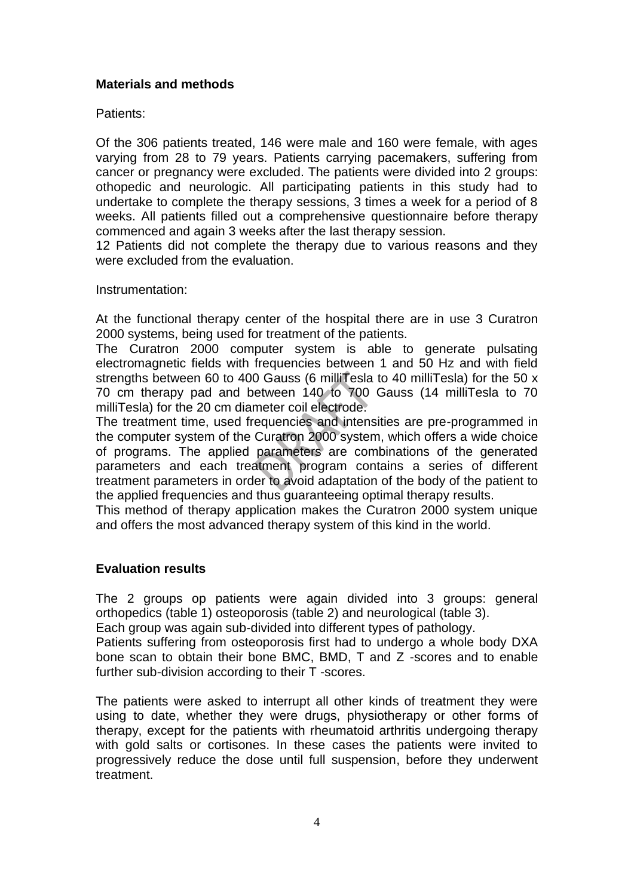## Materials and methods

Patients:

Of the 306 patients treated, 146 were male and 160 were female, with ages varying from 28 to 79 years. Patients carrying pacemakers, suffering from cancer or pregnancy were excluded. The patients were divided into 2 groups: othopedic and neurologic. All participating patients in this study had to undertake to complete the therapy sessions, 3 times a week for a period of 8 weeks. All patients filled out a comprehensive questionnaire before therapy commenced and again 3 weeks after the last therapy session.
12 Patients did not complete the therapy due to various reasons and they were excluded from the evaluation.

Instrumentation:

At the functional therapy center of the hospital there are in use 3 Curatron 2000 systems, being used for treatment of the patients.
The Curatron 2000 computer system is able to generate pulsating electromagnetic fields with frequencies between 1 and 50 Hz and with field strengths between 60 to 400 Gauss (6 milliTesla to 40 milliTesla) for the 50 x 70 cm therapy pad and between 140 to 700 Gauss (14 milliTesla to 70 milliTesla) for the 20 cm diameter coil electrode.
The treatment time, used frequencies and intensities are pre-programmed in the computer system of the Curatron 2000 system, which offers a wide choice of programs. The applied parameters are combinations of the generated parameters and each treatment program contains a series of different treatment parameters in order to avoid adaptation of the body of the patient to the applied frequencies and thus guaranteeing optimal therapy results.
This method of therapy application makes the Curatron 2000 system unique and offers the most advanced therapy system of this kind in the world.

## Evaluation results

The 2 groups op patients were again divided into 3 groups: general orthopedics (table 1) osteoporosis (table 2) and neurological (table 3).
Each group was again sub-divided into different types of pathology.
Patients suffering from osteoporosis first had to undergo a whole body DXA bone scan to obtain their bone BMC, BMD, T and Z -scores and to enable further sub-division according to their T -scores.

The patients were asked to interrupt all other kinds of treatment they were using to date, whether they were drugs, physiotherapy or other forms of therapy, except for the patients with rheumatoid arthritis undergoing therapy with gold salts or cortisones. In these cases the patients were invited to progressively reduce the dose until full suspension, before they underwent treatment.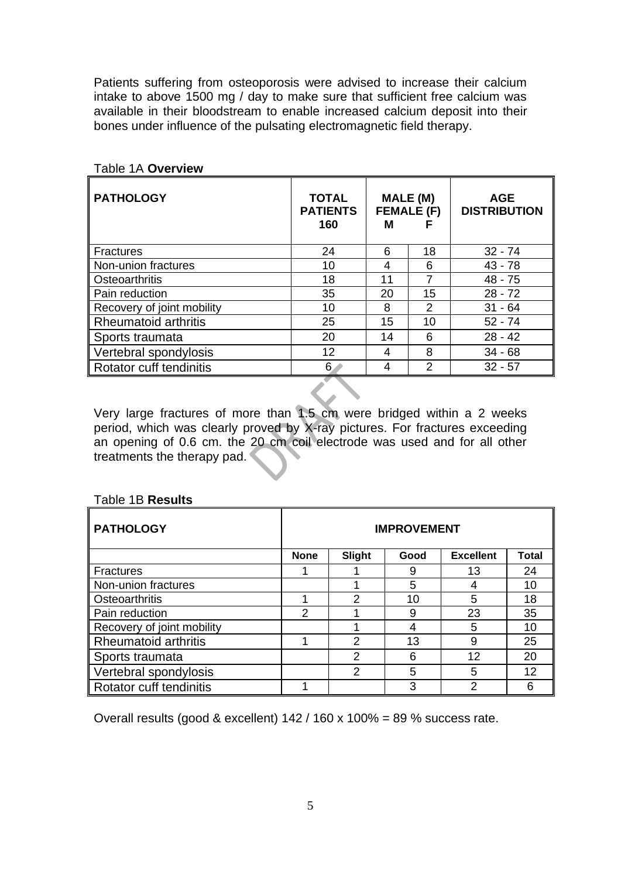Patients suffering from osteoporosis were advised to increase their calcium intake to above 1500 mg / day to make sure that sufficient free calcium was available in their bloodstream to enable increased calcium deposit into their bones under influence of the pulsating electromagnetic field therapy.

Table 1A **Overview**

| PATHOLOGY | TOTAL PATIENTS 160 | MALE (M) FEMALE (F) M | F | AGE DISTRIBUTION |
|---|---|---|---|---|
| Fractures | 24 | 6 | 18 | 32 - 74 |
| Non-union fractures | 10 | 4 | 6 | 43 - 78 |
| Osteoarthritis | 18 | 11 | 7 | 48 - 75 |
| Pain reduction | 35 | 20 | 15 | 28 - 72 |
| Recovery of joint mobility | 10 | 8 | 2 | 31 - 64 |
| Rheumatoid arthritis | 25 | 15 | 10 | 52 - 74 |
| Sports traumata | 20 | 14 | 6 | 28 - 42 |
| Vertebral spondylosis | 12 | 4 | 8 | 34 - 68 |
| Rotator cuff tendinitis | 6 | 4 | 2 | 32 - 57 |

Very large fractures of more than 1.5 cm were bridged within a 2 weeks period, which was clearly proved by X-ray pictures. For fractures exceeding an opening of 0.6 cm. the 20 cm coil electrode was used and for all other treatments the therapy pad.

Table 1B **Results**

| PATHOLOGY | IMPROVEMENT | | | | |
|---|---|---|---|---|---|
| | None | Slight | Good | Excellent | Total |
| Fractures | 1 | 1 | 9 | 13 | 24 |
| Non-union fractures | | 1 | 5 | 4 | 10 |
| Osteoarthritis | 1 | 2 | 10 | 5 | 18 |
| Pain reduction | 2 | 1 | 9 | 23 | 35 |
| Recovery of joint mobility | | 1 | 4 | 5 | 10 |
| Rheumatoid arthritis | 1 | 2 | 13 | 9 | 25 |
| Sports traumata | | 2 | 6 | 12 | 20 |
| Vertebral spondylosis | | 2 | 5 | 5 | 12 |
| Rotator cuff tendinitis | 1 | | 3 | 2 | 6 |

Overall results (good & excellent) 142 / 160 x 100% = 89 % success rate.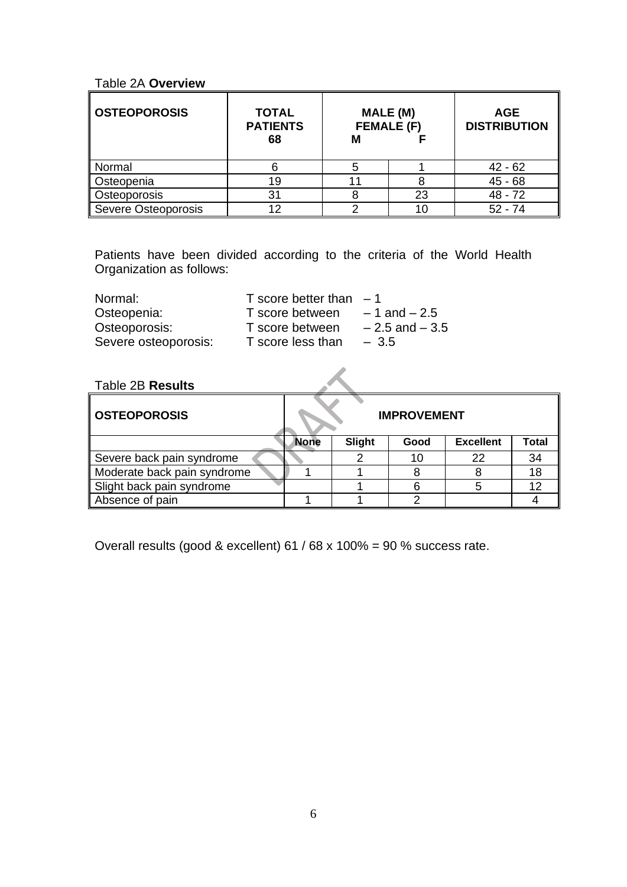Table 2A **Overview**

| OSTEOPOROSIS | TOTAL PATIENTS 68 | MALE (M) FEMALE (F) | | AGE DISTRIBUTION |
|---|---|---|---|---|
| | | M | F | |
| Normal | 6 | 5 | 1 | 42 - 62 |
| Osteopenia | 19 | 11 | 8 | 45 - 68 |
| Osteoporosis | 31 | 8 | 23 | 48 - 72 |
| Severe Osteoporosis | 12 | 2 | 10 | 52 - 74 |

Patients have been divided according to the criteria of the World Health Organization as follows:

Normal: T score better than – 1
Osteopenia: T score between – 1 and – 2.5
Osteoporosis: T score between – 2.5 and – 3.5
Severe osteoporosis: T score less than – 3.5

Table 2B **Results**

| OSTEOPOROSIS | IMPROVEMENT | | | | |
|---|---|---|---|---|---|
| | None | Slight | Good | Excellent | Total |
| Severe back pain syndrome | | 2 | 10 | 22 | 34 |
| Moderate back pain syndrome | 1 | 1 | 8 | 8 | 18 |
| Slight back pain syndrome | | 1 | 6 | 5 | 12 |
| Absence of pain | 1 | 1 | 2 | | 4 |

Overall results (good & excellent) 61 / 68 x 100% = 90 % success rate.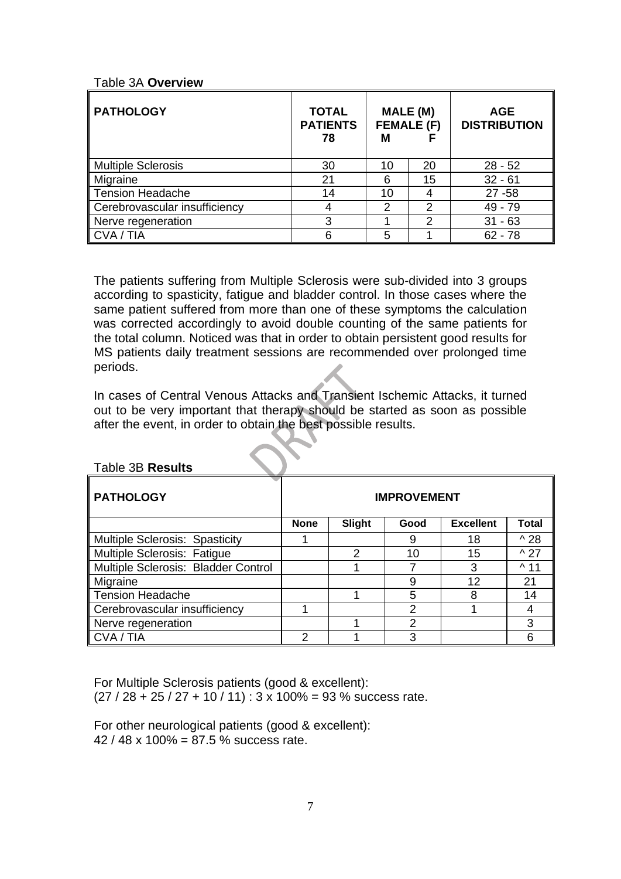Table 3A **Overview**

| PATHOLOGY | TOTAL PATIENTS 78 | MALE (M) FEMALE (F) M | F | AGE DISTRIBUTION |
|---|---|---|---|---|
| Multiple Sclerosis | 30 | 10 | 20 | 28 - 52 |
| Migraine | 21 | 6 | 15 | 32 - 61 |
| Tension Headache | 14 | 10 | 4 | 27 -58 |
| Cerebrovascular insufficiency | 4 | 2 | 2 | 49 - 79 |
| Nerve regeneration | 3 | 1 | 2 | 31 - 63 |
| CVA / TIA | 6 | 5 | 1 | 62 - 78 |

The patients suffering from Multiple Sclerosis were sub-divided into 3 groups according to spasticity, fatigue and bladder control. In those cases where the same patient suffered from more than one of these symptoms the calculation was corrected accordingly to avoid double counting of the same patients for the total column. Noticed was that in order to obtain persistent good results for MS patients daily treatment sessions are recommended over prolonged time periods.

In cases of Central Venous Attacks and Transient Ischemic Attacks, it turned out to be very important that therapy should be started as soon as possible after the event, in order to obtain the best possible results.

Table 3B **Results**

| PATHOLOGY | IMPROVEMENT | | | | |
|---|---|---|---|---|---|
| | **None** | **Slight** | **Good** | **Excellent** | **Total** |
| Multiple Sclerosis: Spasticity | 1 | | 9 | 18 | ^ 28 |
| Multiple Sclerosis: Fatigue | | 2 | 10 | 15 | ^ 27 |
| Multiple Sclerosis: Bladder Control | | 1 | 7 | 3 | ^ 11 |
| Migraine | | | 9 | 12 | 21 |
| Tension Headache | | 1 | 5 | 8 | 14 |
| Cerebrovascular insufficiency | 1 | | 2 | 1 | 4 |
| Nerve regeneration | | 1 | 2 | | 3 |
| CVA / TIA | 2 | 1 | 3 | | 6 |

For Multiple Sclerosis patients (good & excellent):
(27 / 28 + 25 / 27 + 10 / 11) : 3 x 100% = 93 % success rate.

For other neurological patients (good & excellent):
42 / 48 x 100% = 87.5 % success rate.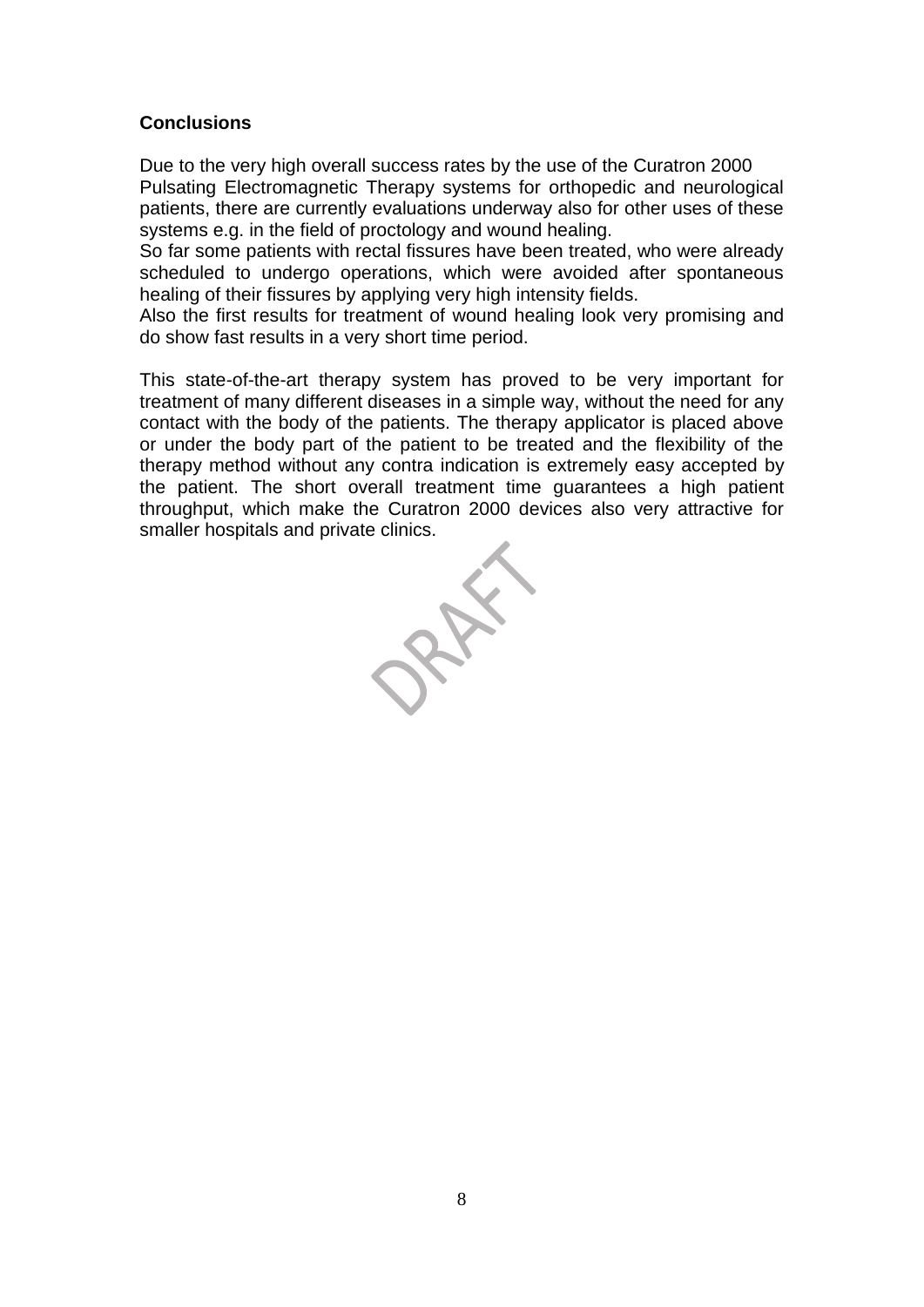## Conclusions

Due to the very high overall success rates by the use of the Curatron 2000 Pulsating Electromagnetic Therapy systems for orthopedic and neurological patients, there are currently evaluations underway also for other uses of these systems e.g. in the field of proctology and wound healing.
So far some patients with rectal fissures have been treated, who were already scheduled to undergo operations, which were avoided after spontaneous healing of their fissures by applying very high intensity fields.
Also the first results for treatment of wound healing look very promising and do show fast results in a very short time period.

This state-of-the-art therapy system has proved to be very important for treatment of many different diseases in a simple way, without the need for any contact with the body of the patients. The therapy applicator is placed above or under the body part of the patient to be treated and the flexibility of the therapy method without any contra indication is extremely easy accepted by the patient. The short overall treatment time guarantees a high patient throughput, which make the Curatron 2000 devices also very attractive for smaller hospitals and private clinics.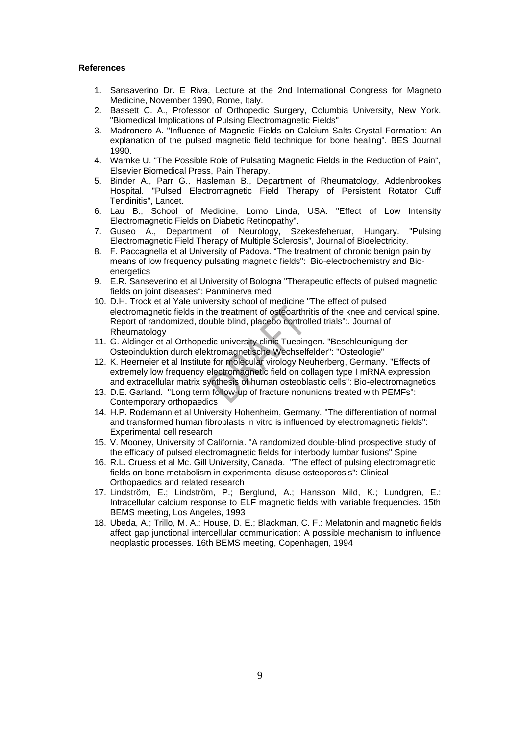**References**

1. Sansaverino Dr. E Riva, Lecture at the 2nd International Congress for Magneto Medicine, November 1990, Rome, Italy.
2. Bassett C. A., Professor of Orthopedic Surgery, Columbia University, New York. "Biomedical Implications of Pulsing Electromagnetic Fields"
3. Madronero A. "Influence of Magnetic Fields on Calcium Salts Crystal Formation: An explanation of the pulsed magnetic field technique for bone healing". BES Journal 1990.
4. Warnke U. "The Possible Role of Pulsating Magnetic Fields in the Reduction of Pain", Elsevier Biomedical Press, Pain Therapy.
5. Binder A., Parr G., Hasleman B., Department of Rheumatology, Addenbrookes Hospital. "Pulsed Electromagnetic Field Therapy of Persistent Rotator Cuff Tendinitis", Lancet.
6. Lau B., School of Medicine, Lomo Linda, USA. "Effect of Low Intensity Electromagnetic Fields on Diabetic Retinopathy".
7. Guseo A., Department of Neurology, Szekesfeheruar, Hungary. "Pulsing Electromagnetic Field Therapy of Multiple Sclerosis", Journal of Bioelectricity.
8. F. Paccagnella et al University of Padova. "The treatment of chronic benign pain by means of low frequency pulsating magnetic fields": Bio-electrochemistry and Bio-energetics
9. E.R. Sanseverino et al University of Bologna "Therapeutic effects of pulsed magnetic fields on joint diseases": Panminerva med
10. D.H. Trock et al Yale university school of medicine "The effect of pulsed electromagnetic fields in the treatment of osteoarthritis of the knee and cervical spine. Report of randomized, double blind, placebo controlled trials":. Journal of Rheumatology
11. G. Aldinger et al Orthopedic university clinic Tuebingen. "Beschleunigung der Osteoinduktion durch elektromagnetische Wechselfelder": "Osteologie"
12. K. Heerneier et al Institute for molecular virology Neuherberg, Germany. "Effects of extremely low frequency electromagnetic field on collagen type I mRNA expression and extracellular matrix synthesis of human osteoblastic cells": Bio-electromagnetics
13. D.E. Garland. "Long term follow-up of fracture nonunions treated with PEMFs": Contemporary orthopaedics
14. H.P. Rodemann et al University Hohenheim, Germany. "The differentiation of normal and transformed human fibroblasts in vitro is influenced by electromagnetic fields": Experimental cell research
15. V. Mooney, University of California. "A randomized double-blind prospective study of the efficacy of pulsed electromagnetic fields for interbody lumbar fusions" Spine
16. R.L. Cruess et al Mc. Gill University, Canada. "The effect of pulsing electromagnetic fields on bone metabolism in experimental disuse osteoporosis": Clinical Orthopaedics and related research
17. Lindström, E.; Lindström, P.; Berglund, A.; Hansson Mild, K.; Lundgren, E.: Intracellular calcium response to ELF magnetic fields with variable frequencies. 15th BEMS meeting, Los Angeles, 1993
18. Ubeda, A.; Trillo, M. A.; House, D. E.; Blackman, C. F.: Melatonin and magnetic fields affect gap junctional intercellular communication: A possible mechanism to influence neoplastic processes. 16th BEMS meeting, Copenhagen, 1994